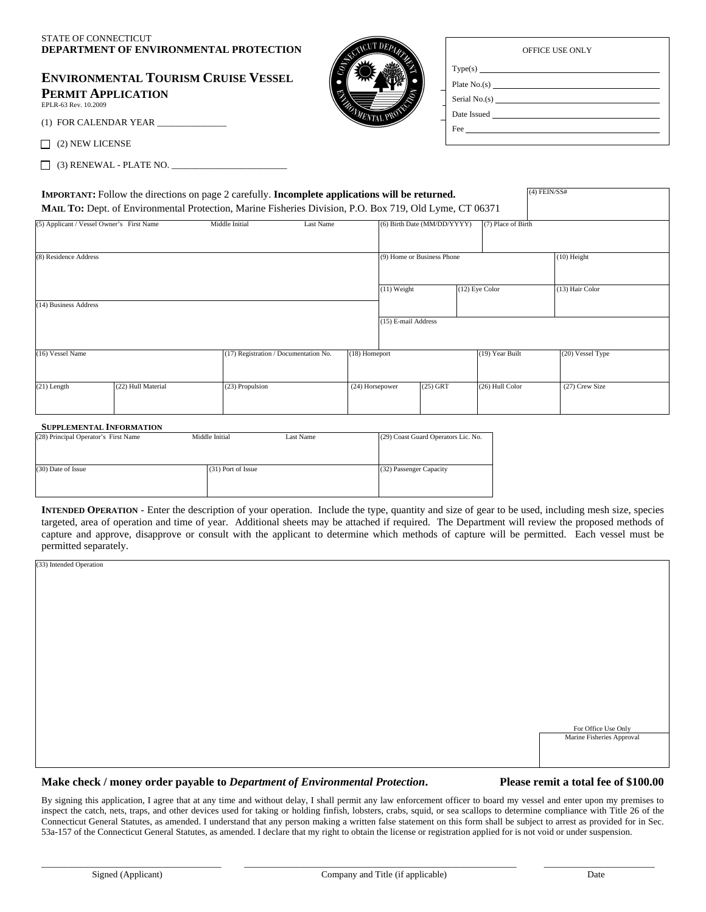STATE OF CONNECTICUT
**DEPARTMENT OF ENVIRONMENTAL PROTECTION**

# ENVIRONMENTAL TOURISM CRUISE VESSEL PERMIT APPLICATION

EPLR-63 Rev. 10.2009

| OFFICE USE ONLY |
|---|
| Type(s) ______ |
| Plate No.(s) ______ |
| Serial No.(s) ______ |
| Date Issued ______ |
| Fee ______ |

(1) FOR CALENDAR YEAR ______________

☐ (2) NEW LICENSE

☐ (3) RENEWAL - PLATE NO. ________________________

**IMPORTANT:** Follow the directions on page 2 carefully. **Incomplete applications will be returned.**
**MAIL TO:** Dept. of Environmental Protection, Marine Fisheries Division, P.O. Box 719, Old Lyme, CT 06371

(4) FEIN/SS#

| (5) Applicant / Vessel Owner's First Name | Middle Initial | Last Name | (6) Birth Date (MM/DD/YYYY) | (7) Place of Birth | |
|---|---|---|---|---|---|
| (8) Residence Address | | | (9) Home or Business Phone | | (10) Height |
| | | | (11) Weight | (12) Eye Color | (13) Hair Color |
| (14) Business Address | | | (15) E-mail Address | | |

| (16) Vessel Name | | (17) Registration / Documentation No. | (18) Homeport | | (19) Year Built | (20) Vessel Type |
|---|---|---|---|---|---|---|
| (21) Length | (22) Hull Material | (23) Propulsion | (24) Horsepower | (25) GRT | (26) Hull Color | (27) Crew Size |

**SUPPLEMENTAL INFORMATION**

| (28) Principal Operator's First Name | Middle Initial | Last Name | (29) Coast Guard Operators Lic. No. |
|---|---|---|---|
| (30) Date of Issue | (31) Port of Issue | | (32) Passenger Capacity |

**INTENDED OPERATION** - Enter the description of your operation. Include the type, quantity and size of gear to be used, including mesh size, species targeted, area of operation and time of year. Additional sheets may be attached if required. The Department will review the proposed methods of capture and approve, disapprove or consult with the applicant to determine which methods of capture will be permitted. Each vessel must be permitted separately.

(33) Intended Operation

For Office Use Only
Marine Fisheries Approval

**Make check / money order payable to *Department of Environmental Protection*.** **Please remit a total fee of $100.00**

By signing this application, I agree that at any time and without delay, I shall permit any law enforcement officer to board my vessel and enter upon my premises to inspect the catch, nets, traps, and other devices used for taking or holding finfish, lobsters, crabs, squid, or sea scallops to determine compliance with Title 26 of the Connecticut General Statutes, as amended. I understand that any person making a written false statement on this form shall be subject to arrest as provided for in Sec. 53a-157 of the Connecticut General Statutes, as amended. I declare that my right to obtain the license or registration applied for is not void or under suspension.

| Signed (Applicant) | Company and Title (if applicable) | Date |
|---|---|---|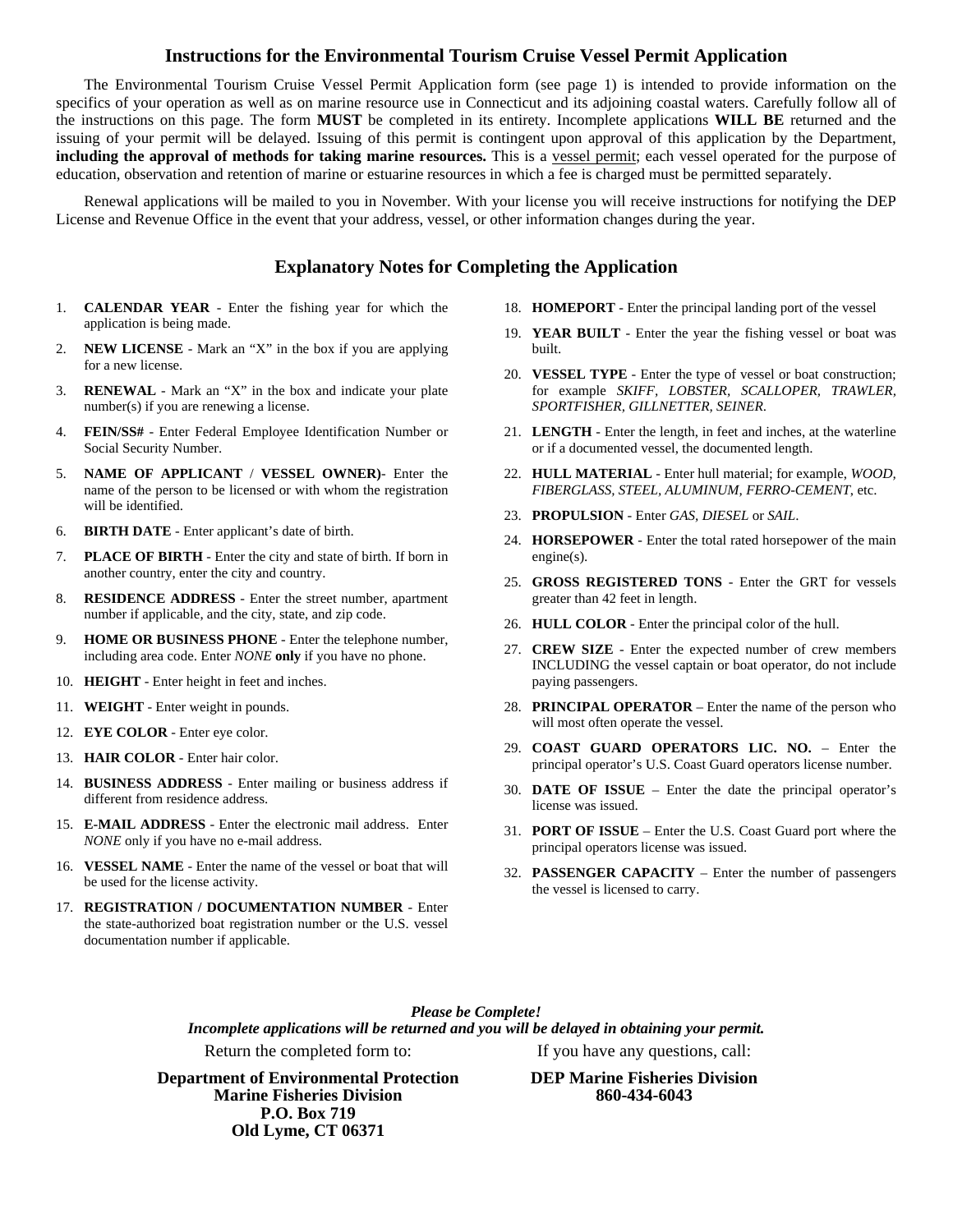# Instructions for the Environmental Tourism Cruise Vessel Permit Application

The Environmental Tourism Cruise Vessel Permit Application form (see page 1) is intended to provide information on the specifics of your operation as well as on marine resource use in Connecticut and its adjoining coastal waters. Carefully follow all of the instructions on this page. The form **MUST** be completed in its entirety. Incomplete applications **WILL BE** returned and the issuing of your permit will be delayed. Issuing of this permit is contingent upon approval of this application by the Department, **including the approval of methods for taking marine resources.** This is a vessel permit; each vessel operated for the purpose of education, observation and retention of marine or estuarine resources in which a fee is charged must be permitted separately.

Renewal applications will be mailed to you in November. With your license you will receive instructions for notifying the DEP License and Revenue Office in the event that your address, vessel, or other information changes during the year.

## Explanatory Notes for Completing the Application

1. **CALENDAR YEAR** - Enter the fishing year for which the application is being made.
2. **NEW LICENSE** - Mark an "X" in the box if you are applying for a new license.
3. **RENEWAL** - Mark an "X" in the box and indicate your plate number(s) if you are renewing a license.
4. **FEIN/SS#** - Enter Federal Employee Identification Number or Social Security Number.
5. **NAME OF APPLICANT / VESSEL OWNER)**- Enter the name of the person to be licensed or with whom the registration will be identified.
6. **BIRTH DATE** - Enter applicant's date of birth.
7. **PLACE OF BIRTH** - Enter the city and state of birth. If born in another country, enter the city and country.
8. **RESIDENCE ADDRESS** - Enter the street number, apartment number if applicable, and the city, state, and zip code.
9. **HOME OR BUSINESS PHONE** - Enter the telephone number, including area code. Enter *NONE* **only** if you have no phone.
10. **HEIGHT** - Enter height in feet and inches.
11. **WEIGHT** - Enter weight in pounds.
12. **EYE COLOR** - Enter eye color.
13. **HAIR COLOR** - Enter hair color.
14. **BUSINESS ADDRESS** - Enter mailing or business address if different from residence address.
15. **E-MAIL ADDRESS** - Enter the electronic mail address. Enter *NONE* only if you have no e-mail address.
16. **VESSEL NAME** - Enter the name of the vessel or boat that will be used for the license activity.
17. **REGISTRATION / DOCUMENTATION NUMBER** - Enter the state-authorized boat registration number or the U.S. vessel documentation number if applicable.
18. **HOMEPORT** - Enter the principal landing port of the vessel
19. **YEAR BUILT** - Enter the year the fishing vessel or boat was built.
20. **VESSEL TYPE** - Enter the type of vessel or boat construction; for example *SKIFF, LOBSTER, SCALLOPER, TRAWLER, SPORTFISHER, GILLNETTER, SEINER.*
21. **LENGTH** - Enter the length, in feet and inches, at the waterline or if a documented vessel, the documented length.
22. **HULL MATERIAL** - Enter hull material; for example, *WOOD, FIBERGLASS, STEEL, ALUMINUM, FERRO-CEMENT,* etc.
23. **PROPULSION** - Enter *GAS, DIESEL* or *SAIL*.
24. **HORSEPOWER** - Enter the total rated horsepower of the main engine(s).
25. **GROSS REGISTERED TONS** - Enter the GRT for vessels greater than 42 feet in length.
26. **HULL COLOR** - Enter the principal color of the hull.
27. **CREW SIZE** - Enter the expected number of crew members INCLUDING the vessel captain or boat operator, do not include paying passengers.
28. **PRINCIPAL OPERATOR** – Enter the name of the person who will most often operate the vessel.
29. **COAST GUARD OPERATORS LIC. NO.** – Enter the principal operator's U.S. Coast Guard operators license number.
30. **DATE OF ISSUE** – Enter the date the principal operator's license was issued.
31. **PORT OF ISSUE** – Enter the U.S. Coast Guard port where the principal operators license was issued.
32. **PASSENGER CAPACITY** – Enter the number of passengers the vessel is licensed to carry.

***Please be Complete!***
***Incomplete applications will be returned and you will be delayed in obtaining your permit.***

Return the completed form to:

**Department of Environmental Protection**
**Marine Fisheries Division**
**P.O. Box 719**
**Old Lyme, CT 06371**

If you have any questions, call:

**DEP Marine Fisheries Division**
**860-434-6043**